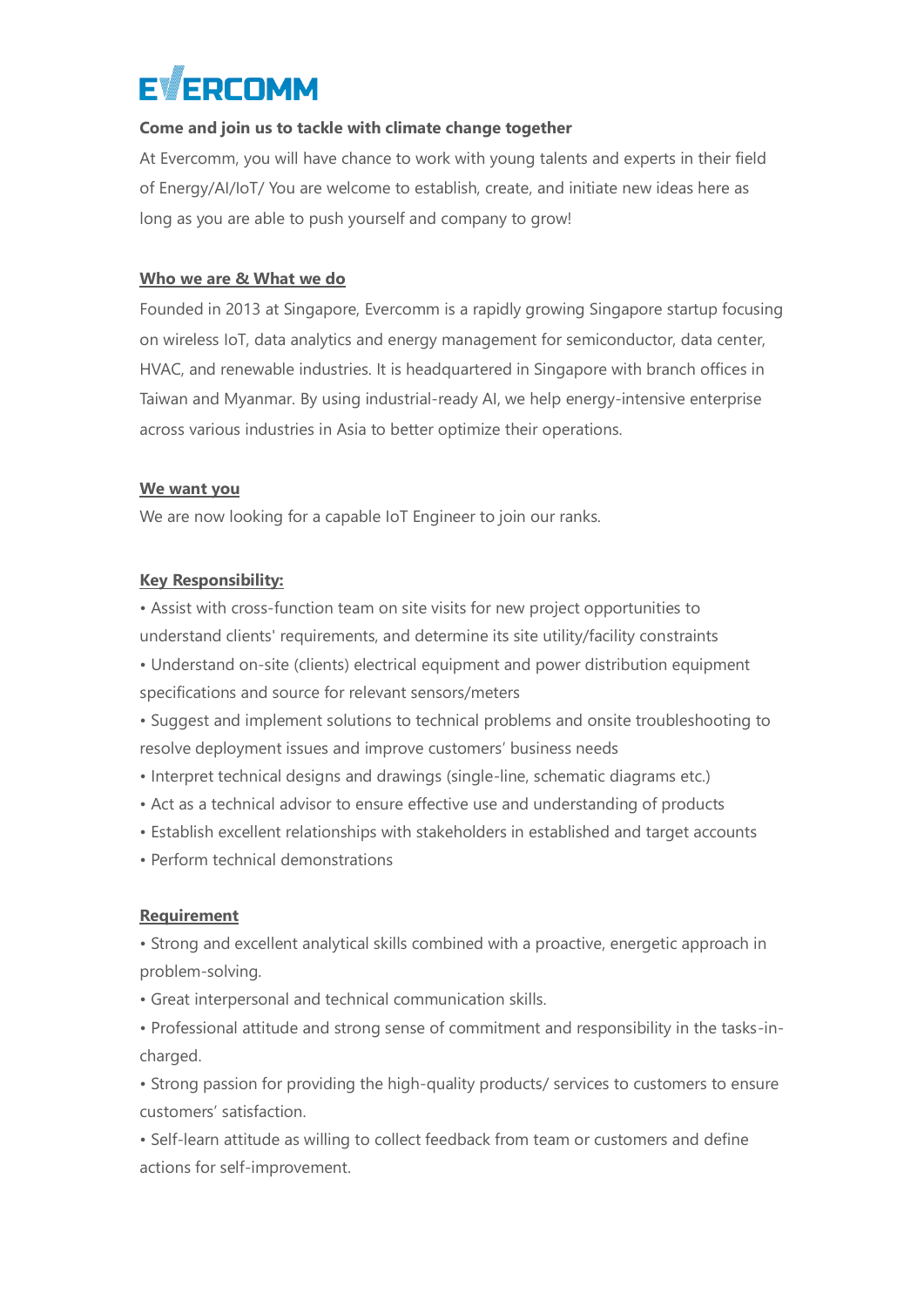# EVERCOMM

**Come and join us to tackle with climate change together**

At Evercomm, you will have chance to work with young talents and experts in their field of Energy/AI/IoT/ You are welcome to establish, create, and initiate new ideas here as long as you are able to push yourself and company to grow!

**Who we are & What we do**

Founded in 2013 at Singapore, Evercomm is a rapidly growing Singapore startup focusing on wireless IoT, data analytics and energy management for semiconductor, data center, HVAC, and renewable industries. It is headquartered in Singapore with branch offices in Taiwan and Myanmar. By using industrial-ready AI, we help energy-intensive enterprise across various industries in Asia to better optimize their operations.

**We want you**

We are now looking for a capable IoT Engineer to join our ranks.

**Key Responsibility:**

- Assist with cross-function team on site visits for new project opportunities to understand clients' requirements, and determine its site utility/facility constraints
- Understand on-site (clients) electrical equipment and power distribution equipment specifications and source for relevant sensors/meters
- Suggest and implement solutions to technical problems and onsite troubleshooting to resolve deployment issues and improve customers' business needs
- Interpret technical designs and drawings (single-line, schematic diagrams etc.)
- Act as a technical advisor to ensure effective use and understanding of products
- Establish excellent relationships with stakeholders in established and target accounts
- Perform technical demonstrations

**Requirement**

- Strong and excellent analytical skills combined with a proactive, energetic approach in problem-solving.
- Great interpersonal and technical communication skills.
- Professional attitude and strong sense of commitment and responsibility in the tasks-in-charged.
- Strong passion for providing the high-quality products/ services to customers to ensure customers' satisfaction.
- Self-learn attitude as willing to collect feedback from team or customers and define actions for self-improvement.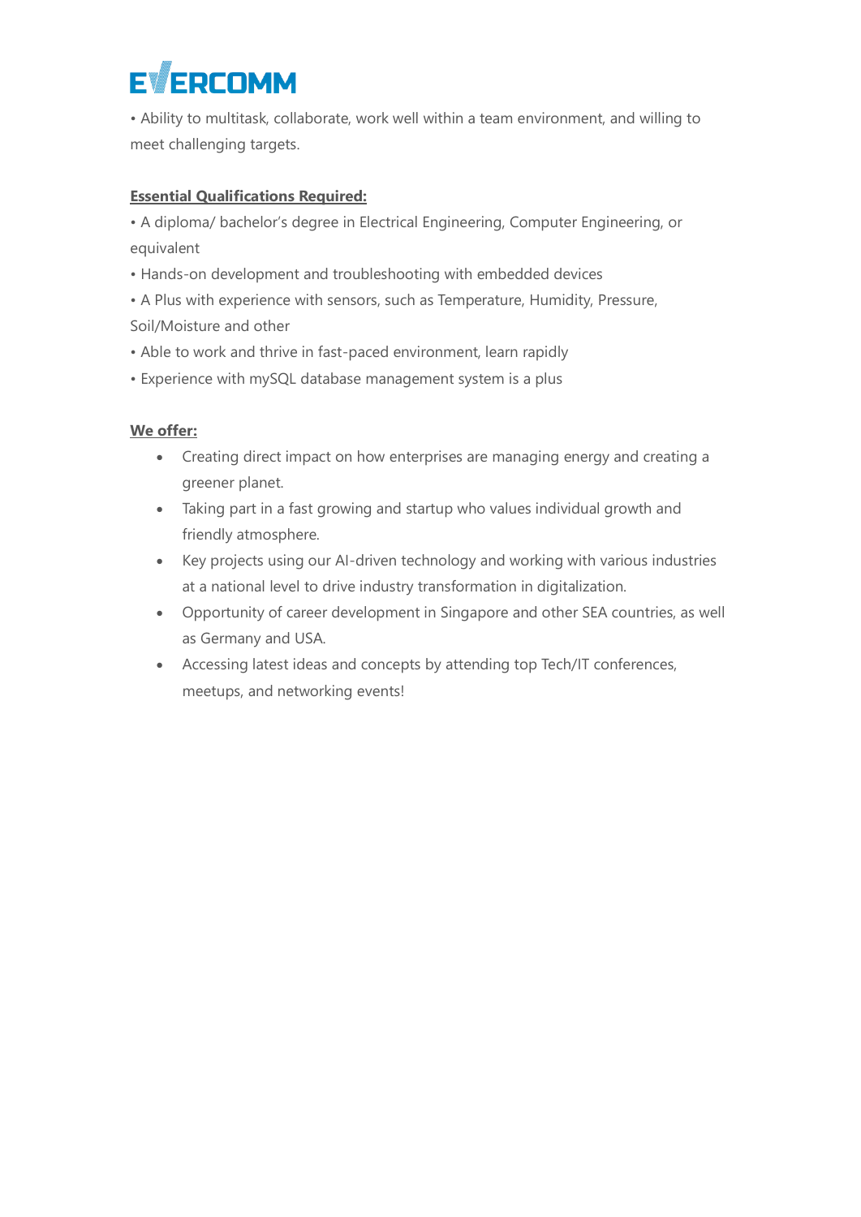• Ability to multitask, collaborate, work well within a team environment, and willing to meet challenging targets.

**Essential Qualifications Required:**

• A diploma/ bachelor's degree in Electrical Engineering, Computer Engineering, or equivalent

• Hands-on development and troubleshooting with embedded devices

• A Plus with experience with sensors, such as Temperature, Humidity, Pressure, Soil/Moisture and other

• Able to work and thrive in fast-paced environment, learn rapidly

• Experience with mySQL database management system is a plus

**We offer:**

- Creating direct impact on how enterprises are managing energy and creating a greener planet.
- Taking part in a fast growing and startup who values individual growth and friendly atmosphere.
- Key projects using our AI-driven technology and working with various industries at a national level to drive industry transformation in digitalization.
- Opportunity of career development in Singapore and other SEA countries, as well as Germany and USA.
- Accessing latest ideas and concepts by attending top Tech/IT conferences, meetups, and networking events!